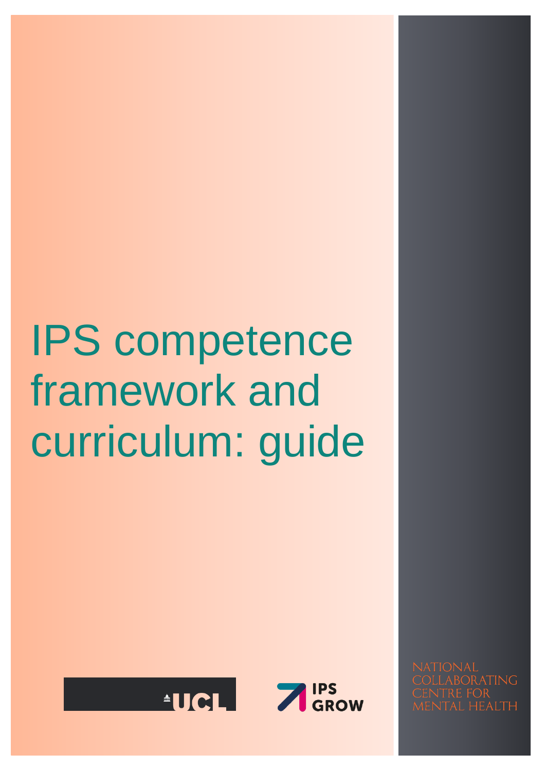# IPS competence framework and curriculum: guide

UCL

IPS GROW

NATIONAL COLLABORATING CENTRE FOR MENTAL HEALTH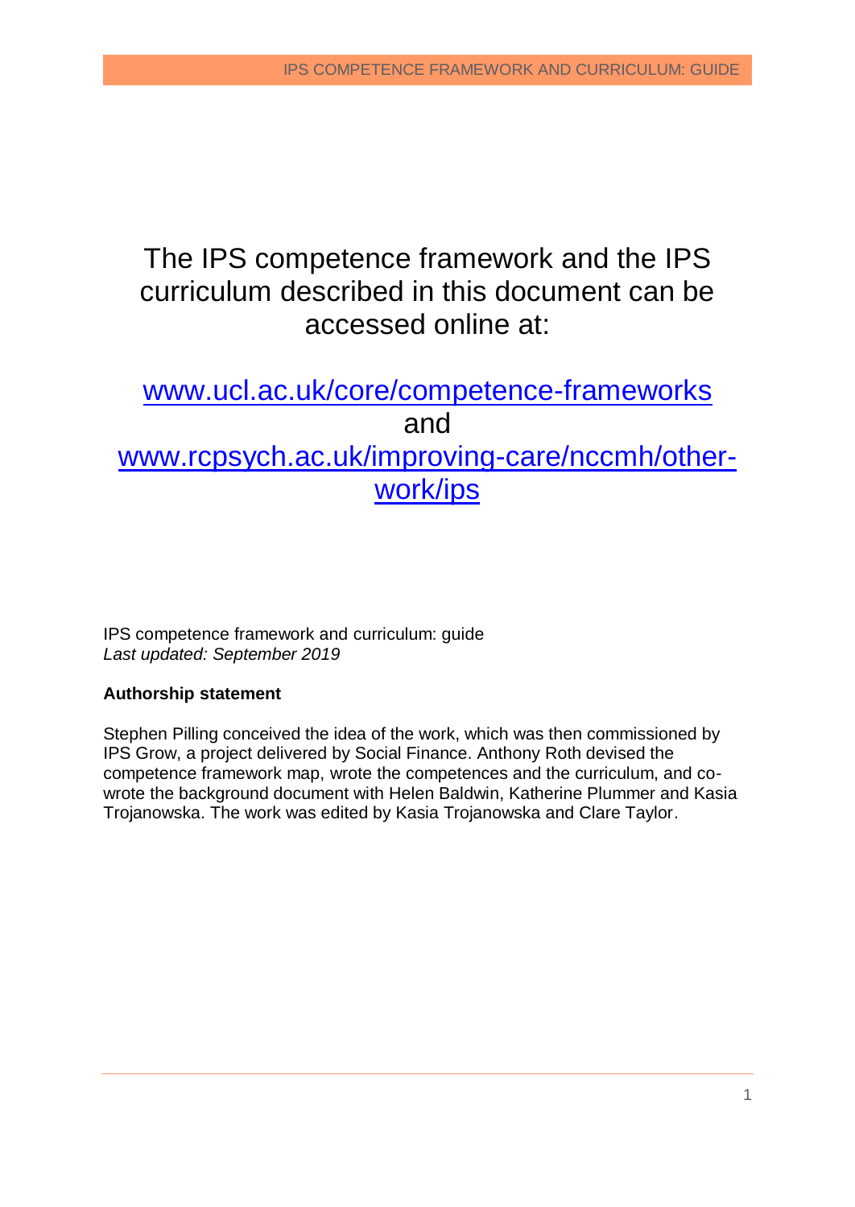The IPS competence framework and the IPS curriculum described in this document can be accessed online at:

[www.ucl.ac.uk/core/competence-frameworks](http://www.ucl.ac.uk/core/competence-frameworks)
and
[www.rcpsych.ac.uk/improving-care/nccmh/other-work/ips](http://www.rcpsych.ac.uk/improving-care/nccmh/other-work/ips)

IPS competence framework and curriculum: guide
*Last updated: September 2019*

**Authorship statement**

Stephen Pilling conceived the idea of the work, which was then commissioned by IPS Grow, a project delivered by Social Finance. Anthony Roth devised the competence framework map, wrote the competences and the curriculum, and co-wrote the background document with Helen Baldwin, Katherine Plummer and Kasia Trojanowska. The work was edited by Kasia Trojanowska and Clare Taylor.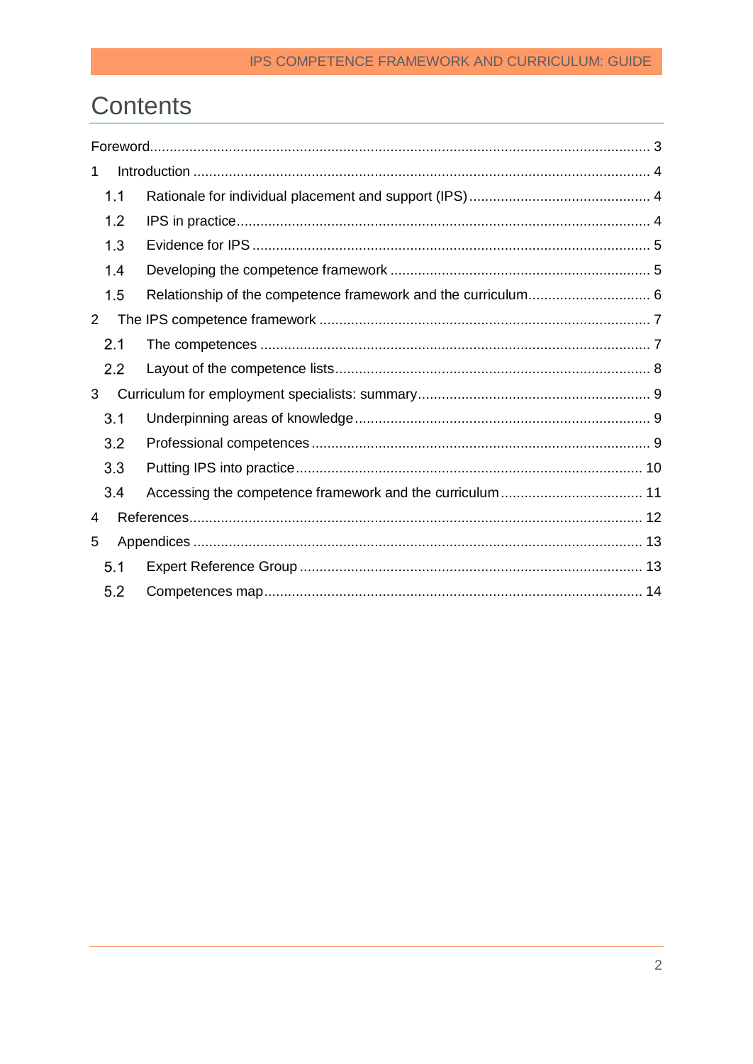# Contents

Foreword ... 3

1 Introduction ... 4

- 1.1 Rationale for individual placement and support (IPS) ... 4
- 1.2 IPS in practice ... 4
- 1.3 Evidence for IPS ... 5
- 1.4 Developing the competence framework ... 5
- 1.5 Relationship of the competence framework and the curriculum ... 6

2 The IPS competence framework ... 7

- 2.1 The competences ... 7
- 2.2 Layout of the competence lists ... 8

3 Curriculum for employment specialists: summary ... 9

- 3.1 Underpinning areas of knowledge ... 9
- 3.2 Professional competences ... 9
- 3.3 Putting IPS into practice ... 10
- 3.4 Accessing the competence framework and the curriculum ... 11

4 References ... 12

5 Appendices ... 13

- 5.1 Expert Reference Group ... 13
- 5.2 Competences map ... 14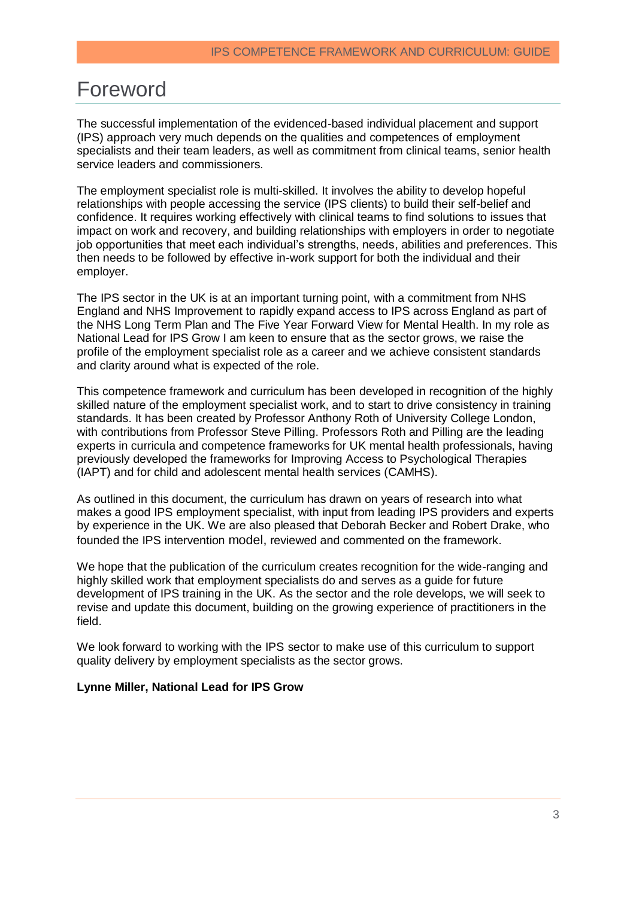# Foreword

The successful implementation of the evidenced-based individual placement and support (IPS) approach very much depends on the qualities and competences of employment specialists and their team leaders, as well as commitment from clinical teams, senior health service leaders and commissioners.

The employment specialist role is multi-skilled. It involves the ability to develop hopeful relationships with people accessing the service (IPS clients) to build their self-belief and confidence. It requires working effectively with clinical teams to find solutions to issues that impact on work and recovery, and building relationships with employers in order to negotiate job opportunities that meet each individual's strengths, needs, abilities and preferences. This then needs to be followed by effective in-work support for both the individual and their employer.

The IPS sector in the UK is at an important turning point, with a commitment from NHS England and NHS Improvement to rapidly expand access to IPS across England as part of the NHS Long Term Plan and The Five Year Forward View for Mental Health. In my role as National Lead for IPS Grow I am keen to ensure that as the sector grows, we raise the profile of the employment specialist role as a career and we achieve consistent standards and clarity around what is expected of the role.

This competence framework and curriculum has been developed in recognition of the highly skilled nature of the employment specialist work, and to start to drive consistency in training standards. It has been created by Professor Anthony Roth of University College London, with contributions from Professor Steve Pilling. Professors Roth and Pilling are the leading experts in curricula and competence frameworks for UK mental health professionals, having previously developed the frameworks for Improving Access to Psychological Therapies (IAPT) and for child and adolescent mental health services (CAMHS).

As outlined in this document, the curriculum has drawn on years of research into what makes a good IPS employment specialist, with input from leading IPS providers and experts by experience in the UK. We are also pleased that Deborah Becker and Robert Drake, who founded the IPS intervention model, reviewed and commented on the framework.

We hope that the publication of the curriculum creates recognition for the wide-ranging and highly skilled work that employment specialists do and serves as a guide for future development of IPS training in the UK. As the sector and the role develops, we will seek to revise and update this document, building on the growing experience of practitioners in the field.

We look forward to working with the IPS sector to make use of this curriculum to support quality delivery by employment specialists as the sector grows.

**Lynne Miller, National Lead for IPS Grow**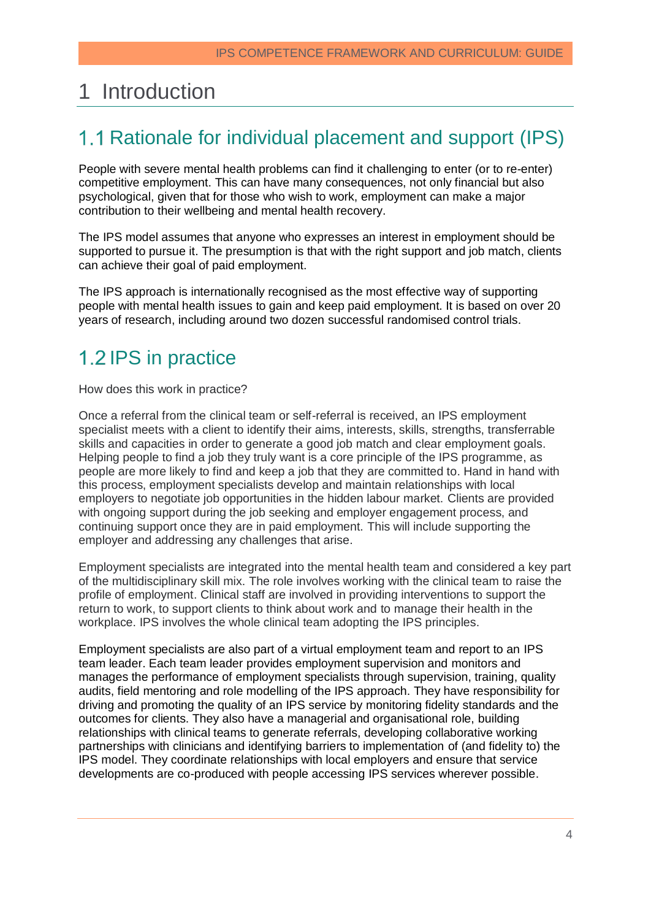# 1 Introduction

## 1.1 Rationale for individual placement and support (IPS)

People with severe mental health problems can find it challenging to enter (or to re-enter) competitive employment. This can have many consequences, not only financial but also psychological, given that for those who wish to work, employment can make a major contribution to their wellbeing and mental health recovery.

The IPS model assumes that anyone who expresses an interest in employment should be supported to pursue it. The presumption is that with the right support and job match, clients can achieve their goal of paid employment.

The IPS approach is internationally recognised as the most effective way of supporting people with mental health issues to gain and keep paid employment. It is based on over 20 years of research, including around two dozen successful randomised control trials.

## 1.2 IPS in practice

How does this work in practice?

Once a referral from the clinical team or self-referral is received, an IPS employment specialist meets with a client to identify their aims, interests, skills, strengths, transferrable skills and capacities in order to generate a good job match and clear employment goals. Helping people to find a job they truly want is a core principle of the IPS programme, as people are more likely to find and keep a job that they are committed to. Hand in hand with this process, employment specialists develop and maintain relationships with local employers to negotiate job opportunities in the hidden labour market. Clients are provided with ongoing support during the job seeking and employer engagement process, and continuing support once they are in paid employment. This will include supporting the employer and addressing any challenges that arise.

Employment specialists are integrated into the mental health team and considered a key part of the multidisciplinary skill mix. The role involves working with the clinical team to raise the profile of employment. Clinical staff are involved in providing interventions to support the return to work, to support clients to think about work and to manage their health in the workplace. IPS involves the whole clinical team adopting the IPS principles.

Employment specialists are also part of a virtual employment team and report to an IPS team leader. Each team leader provides employment supervision and monitors and manages the performance of employment specialists through supervision, training, quality audits, field mentoring and role modelling of the IPS approach. They have responsibility for driving and promoting the quality of an IPS service by monitoring fidelity standards and the outcomes for clients. They also have a managerial and organisational role, building relationships with clinical teams to generate referrals, developing collaborative working partnerships with clinicians and identifying barriers to implementation of (and fidelity to) the IPS model. They coordinate relationships with local employers and ensure that service developments are co-produced with people accessing IPS services wherever possible.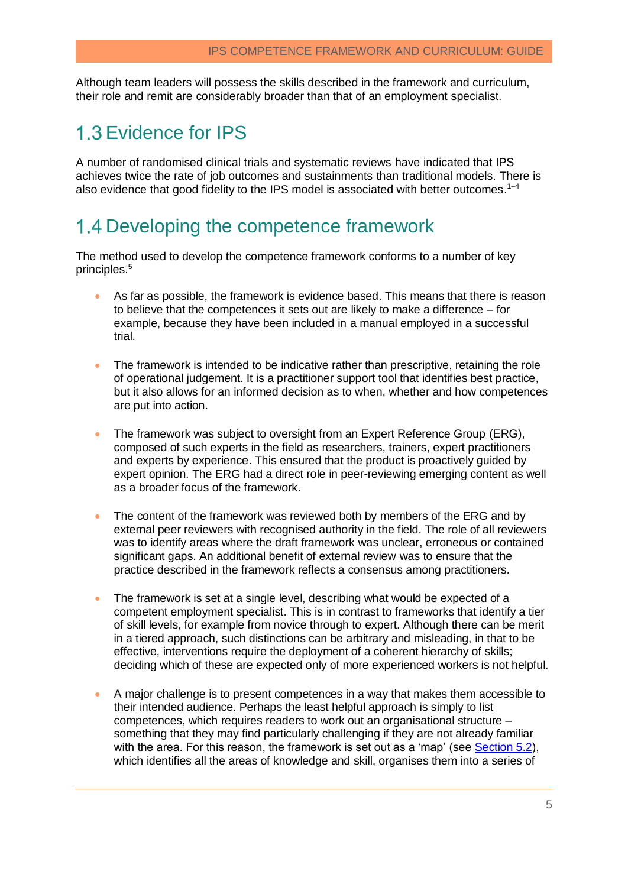Although team leaders will possess the skills described in the framework and curriculum, their role and remit are considerably broader than that of an employment specialist.

## 1.3 Evidence for IPS

A number of randomised clinical trials and systematic reviews have indicated that IPS achieves twice the rate of job outcomes and sustainments than traditional models. There is also evidence that good fidelity to the IPS model is associated with better outcomes.[1–4]

## 1.4 Developing the competence framework

The method used to develop the competence framework conforms to a number of key principles.[5]

- As far as possible, the framework is evidence based. This means that there is reason to believe that the competences it sets out are likely to make a difference – for example, because they have been included in a manual employed in a successful trial.

- The framework is intended to be indicative rather than prescriptive, retaining the role of operational judgement. It is a practitioner support tool that identifies best practice, but it also allows for an informed decision as to when, whether and how competences are put into action.

- The framework was subject to oversight from an Expert Reference Group (ERG), composed of such experts in the field as researchers, trainers, expert practitioners and experts by experience. This ensured that the product is proactively guided by expert opinion. The ERG had a direct role in peer-reviewing emerging content as well as a broader focus of the framework.

- The content of the framework was reviewed both by members of the ERG and by external peer reviewers with recognised authority in the field. The role of all reviewers was to identify areas where the draft framework was unclear, erroneous or contained significant gaps. An additional benefit of external review was to ensure that the practice described in the framework reflects a consensus among practitioners.

- The framework is set at a single level, describing what would be expected of a competent employment specialist. This is in contrast to frameworks that identify a tier of skill levels, for example from novice through to expert. Although there can be merit in a tiered approach, such distinctions can be arbitrary and misleading, in that to be effective, interventions require the deployment of a coherent hierarchy of skills; deciding which of these are expected only of more experienced workers is not helpful.

- A major challenge is to present competences in a way that makes them accessible to their intended audience. Perhaps the least helpful approach is simply to list competences, which requires readers to work out an organisational structure – something that they may find particularly challenging if they are not already familiar with the area. For this reason, the framework is set out as a 'map' (see Section 5.2), which identifies all the areas of knowledge and skill, organises them into a series of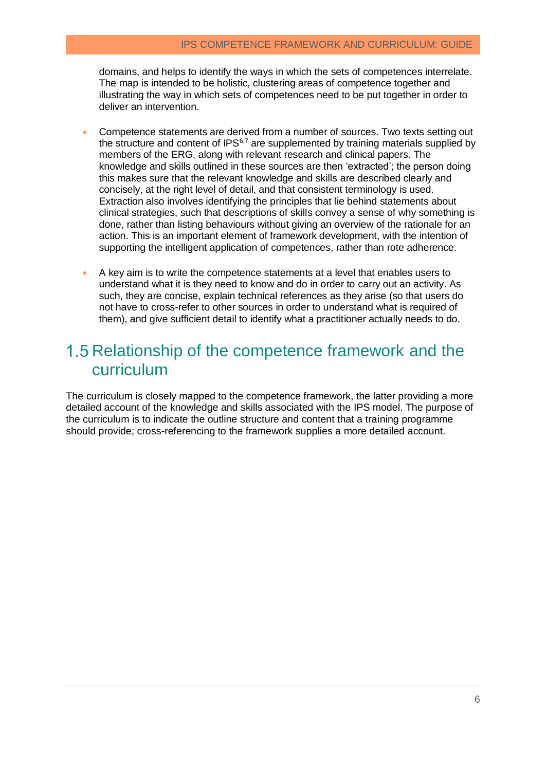domains, and helps to identify the ways in which the sets of competences interrelate. The map is intended to be holistic, clustering areas of competence together and illustrating the way in which sets of competences need to be put together in order to deliver an intervention.

- Competence statements are derived from a number of sources. Two texts setting out the structure and content of IPS[6,7] are supplemented by training materials supplied by members of the ERG, along with relevant research and clinical papers. The knowledge and skills outlined in these sources are then 'extracted'; the person doing this makes sure that the relevant knowledge and skills are described clearly and concisely, at the right level of detail, and that consistent terminology is used. Extraction also involves identifying the principles that lie behind statements about clinical strategies, such that descriptions of skills convey a sense of why something is done, rather than listing behaviours without giving an overview of the rationale for an action. This is an important element of framework development, with the intention of supporting the intelligent application of competences, rather than rote adherence.

- A key aim is to write the competence statements at a level that enables users to understand what it is they need to know and do in order to carry out an activity. As such, they are concise, explain technical references as they arise (so that users do not have to cross-refer to other sources in order to understand what is required of them), and give sufficient detail to identify what a practitioner actually needs to do.

## 1.5 Relationship of the competence framework and the curriculum

The curriculum is closely mapped to the competence framework, the latter providing a more detailed account of the knowledge and skills associated with the IPS model. The purpose of the curriculum is to indicate the outline structure and content that a training programme should provide; cross-referencing to the framework supplies a more detailed account.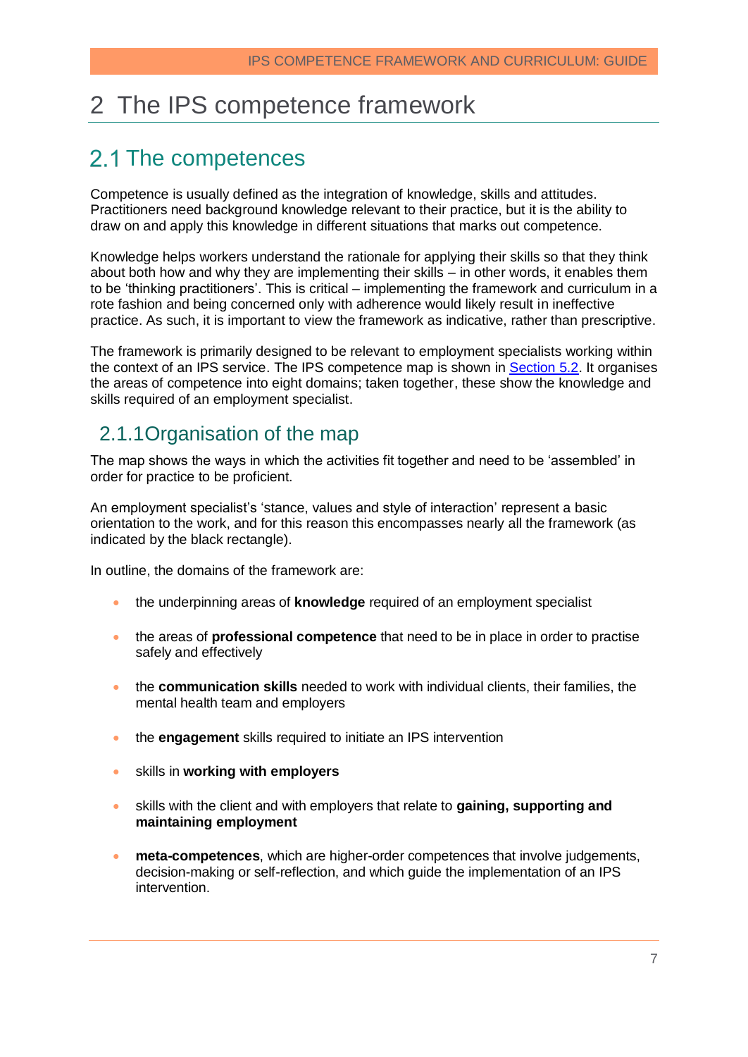# 2 The IPS competence framework

## 2.1 The competences

Competence is usually defined as the integration of knowledge, skills and attitudes. Practitioners need background knowledge relevant to their practice, but it is the ability to draw on and apply this knowledge in different situations that marks out competence.

Knowledge helps workers understand the rationale for applying their skills so that they think about both how and why they are implementing their skills – in other words, it enables them to be 'thinking practitioners'. This is critical – implementing the framework and curriculum in a rote fashion and being concerned only with adherence would likely result in ineffective practice. As such, it is important to view the framework as indicative, rather than prescriptive.

The framework is primarily designed to be relevant to employment specialists working within the context of an IPS service. The IPS competence map is shown in Section 5.2. It organises the areas of competence into eight domains; taken together, these show the knowledge and skills required of an employment specialist.

### 2.1.1 Organisation of the map

The map shows the ways in which the activities fit together and need to be 'assembled' in order for practice to be proficient.

An employment specialist's 'stance, values and style of interaction' represent a basic orientation to the work, and for this reason this encompasses nearly all the framework (as indicated by the black rectangle).

In outline, the domains of the framework are:

- the underpinning areas of **knowledge** required of an employment specialist
- the areas of **professional competence** that need to be in place in order to practise safely and effectively
- the **communication skills** needed to work with individual clients, their families, the mental health team and employers
- the **engagement** skills required to initiate an IPS intervention
- skills in **working with employers**
- skills with the client and with employers that relate to **gaining, supporting and maintaining employment**
- **meta-competences**, which are higher-order competences that involve judgements, decision-making or self-reflection, and which guide the implementation of an IPS intervention.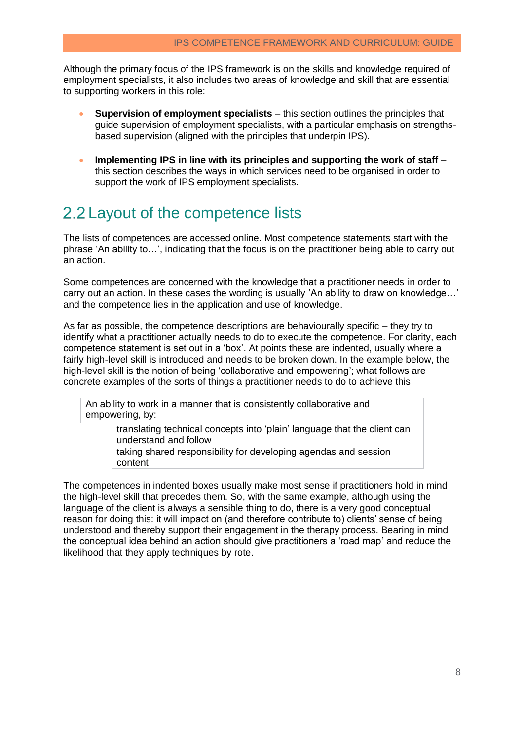Although the primary focus of the IPS framework is on the skills and knowledge required of employment specialists, it also includes two areas of knowledge and skill that are essential to supporting workers in this role:

- **Supervision of employment specialists** – this section outlines the principles that guide supervision of employment specialists, with a particular emphasis on strengths-based supervision (aligned with the principles that underpin IPS).

- **Implementing IPS in line with its principles and supporting the work of staff** – this section describes the ways in which services need to be organised in order to support the work of IPS employment specialists.

## 2.2 Layout of the competence lists

The lists of competences are accessed online. Most competence statements start with the phrase 'An ability to…', indicating that the focus is on the practitioner being able to carry out an action.

Some competences are concerned with the knowledge that a practitioner needs in order to carry out an action. In these cases the wording is usually 'An ability to draw on knowledge…' and the competence lies in the application and use of knowledge.

As far as possible, the competence descriptions are behaviourally specific – they try to identify what a practitioner actually needs to do to execute the competence. For clarity, each competence statement is set out in a 'box'. At points these are indented, usually where a fairly high-level skill is introduced and needs to be broken down. In the example below, the high-level skill is the notion of being 'collaborative and empowering'; what follows are concrete examples of the sorts of things a practitioner needs to do to achieve this:

| | |
|---|---|
| An ability to work in a manner that is consistently collaborative and empowering, by: | |
| | translating technical concepts into 'plain' language that the client can understand and follow |
| | taking shared responsibility for developing agendas and session content |

The competences in indented boxes usually make most sense if practitioners hold in mind the high-level skill that precedes them. So, with the same example, although using the language of the client is always a sensible thing to do, there is a very good conceptual reason for doing this: it will impact on (and therefore contribute to) clients' sense of being understood and thereby support their engagement in the therapy process. Bearing in mind the conceptual idea behind an action should give practitioners a 'road map' and reduce the likelihood that they apply techniques by rote.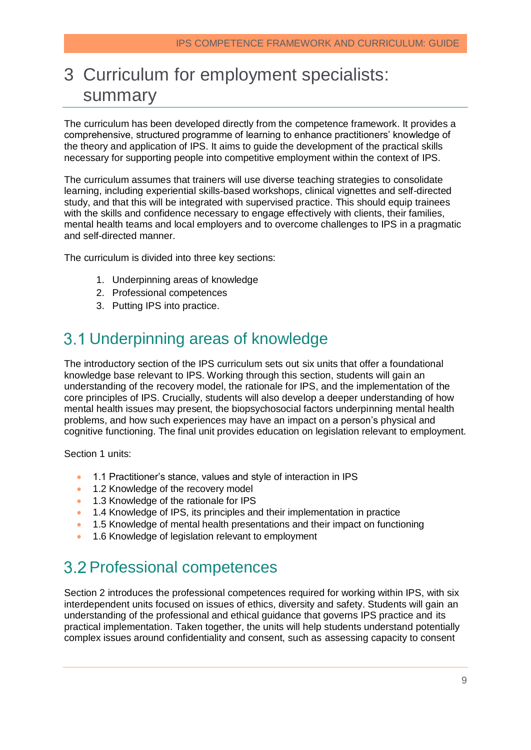# 3 Curriculum for employment specialists: summary

The curriculum has been developed directly from the competence framework. It provides a comprehensive, structured programme of learning to enhance practitioners' knowledge of the theory and application of IPS. It aims to guide the development of the practical skills necessary for supporting people into competitive employment within the context of IPS.

The curriculum assumes that trainers will use diverse teaching strategies to consolidate learning, including experiential skills-based workshops, clinical vignettes and self-directed study, and that this will be integrated with supervised practice. This should equip trainees with the skills and confidence necessary to engage effectively with clients, their families, mental health teams and local employers and to overcome challenges to IPS in a pragmatic and self-directed manner.

The curriculum is divided into three key sections:

1. Underpinning areas of knowledge
2. Professional competences
3. Putting IPS into practice.

## 3.1 Underpinning areas of knowledge

The introductory section of the IPS curriculum sets out six units that offer a foundational knowledge base relevant to IPS. Working through this section, students will gain an understanding of the recovery model, the rationale for IPS, and the implementation of the core principles of IPS. Crucially, students will also develop a deeper understanding of how mental health issues may present, the biopsychosocial factors underpinning mental health problems, and how such experiences may have an impact on a person's physical and cognitive functioning. The final unit provides education on legislation relevant to employment.

Section 1 units:

- 1.1 Practitioner's stance, values and style of interaction in IPS
- 1.2 Knowledge of the recovery model
- 1.3 Knowledge of the rationale for IPS
- 1.4 Knowledge of IPS, its principles and their implementation in practice
- 1.5 Knowledge of mental health presentations and their impact on functioning
- 1.6 Knowledge of legislation relevant to employment

## 3.2 Professional competences

Section 2 introduces the professional competences required for working within IPS, with six interdependent units focused on issues of ethics, diversity and safety. Students will gain an understanding of the professional and ethical guidance that governs IPS practice and its practical implementation. Taken together, the units will help students understand potentially complex issues around confidentiality and consent, such as assessing capacity to consent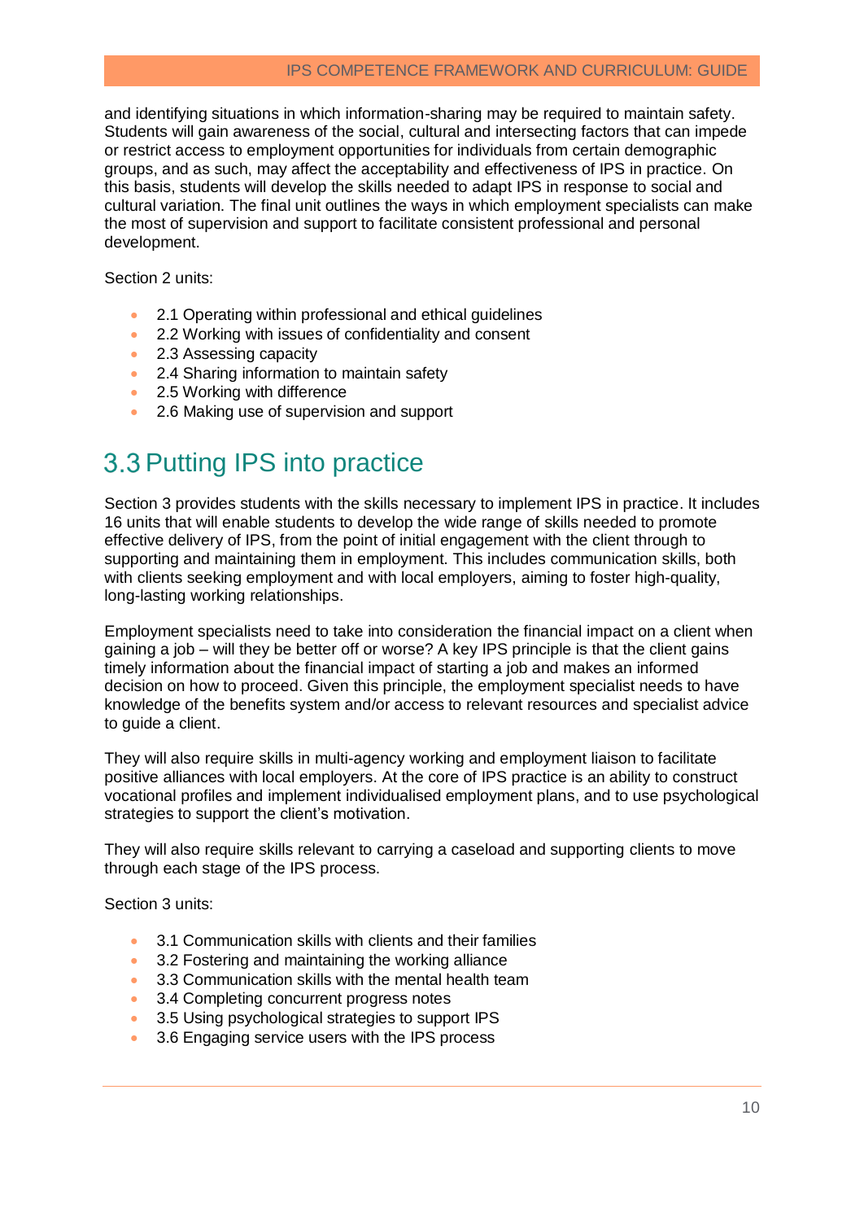and identifying situations in which information-sharing may be required to maintain safety. Students will gain awareness of the social, cultural and intersecting factors that can impede or restrict access to employment opportunities for individuals from certain demographic groups, and as such, may affect the acceptability and effectiveness of IPS in practice. On this basis, students will develop the skills needed to adapt IPS in response to social and cultural variation. The final unit outlines the ways in which employment specialists can make the most of supervision and support to facilitate consistent professional and personal development.

Section 2 units:

- 2.1 Operating within professional and ethical guidelines
- 2.2 Working with issues of confidentiality and consent
- 2.3 Assessing capacity
- 2.4 Sharing information to maintain safety
- 2.5 Working with difference
- 2.6 Making use of supervision and support

## 3.3 Putting IPS into practice

Section 3 provides students with the skills necessary to implement IPS in practice. It includes 16 units that will enable students to develop the wide range of skills needed to promote effective delivery of IPS, from the point of initial engagement with the client through to supporting and maintaining them in employment. This includes communication skills, both with clients seeking employment and with local employers, aiming to foster high-quality, long-lasting working relationships.

Employment specialists need to take into consideration the financial impact on a client when gaining a job – will they be better off or worse? A key IPS principle is that the client gains timely information about the financial impact of starting a job and makes an informed decision on how to proceed. Given this principle, the employment specialist needs to have knowledge of the benefits system and/or access to relevant resources and specialist advice to guide a client.

They will also require skills in multi-agency working and employment liaison to facilitate positive alliances with local employers. At the core of IPS practice is an ability to construct vocational profiles and implement individualised employment plans, and to use psychological strategies to support the client's motivation.

They will also require skills relevant to carrying a caseload and supporting clients to move through each stage of the IPS process.

Section 3 units:

- 3.1 Communication skills with clients and their families
- 3.2 Fostering and maintaining the working alliance
- 3.3 Communication skills with the mental health team
- 3.4 Completing concurrent progress notes
- 3.5 Using psychological strategies to support IPS
- 3.6 Engaging service users with the IPS process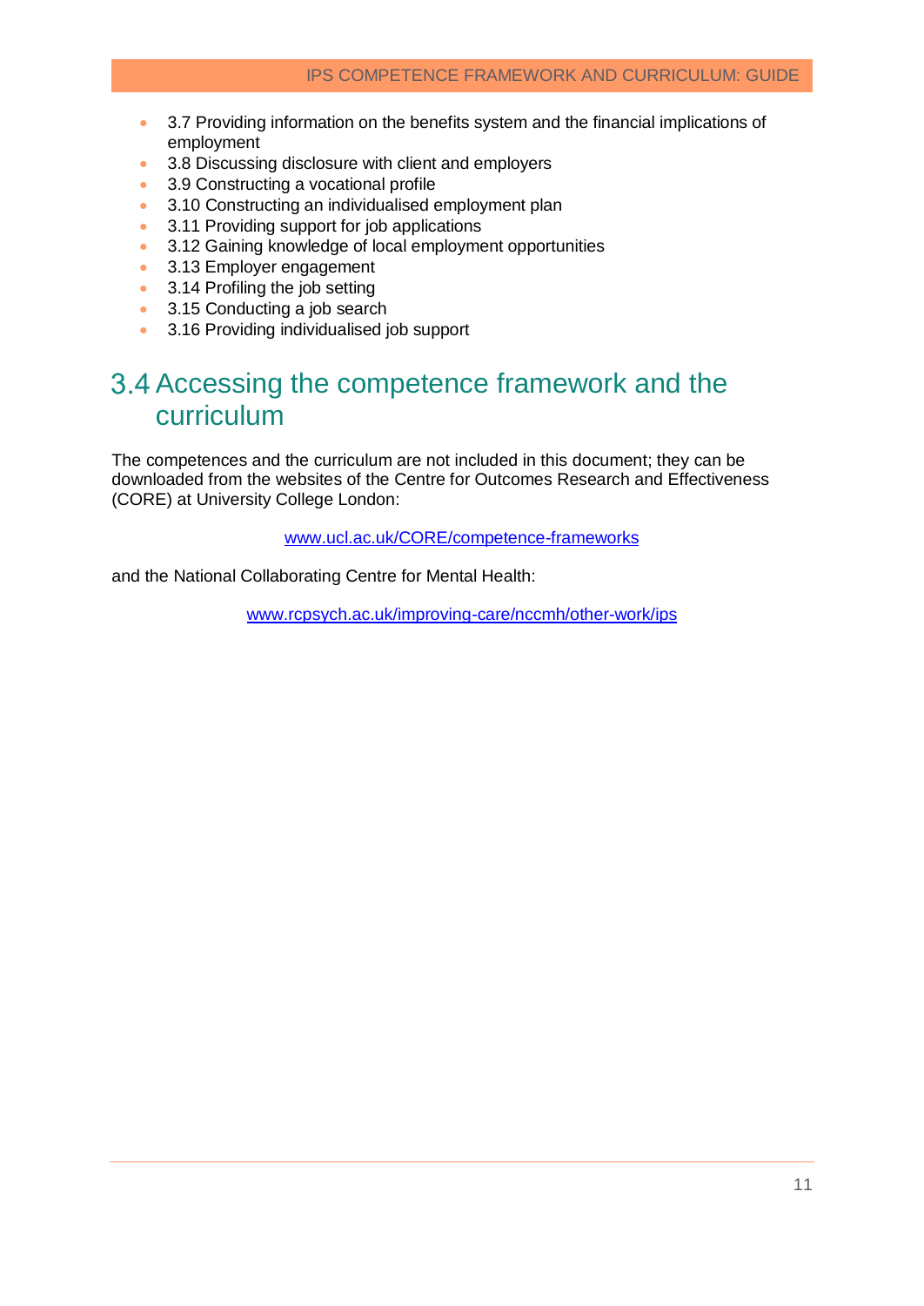- 3.7 Providing information on the benefits system and the financial implications of employment
- 3.8 Discussing disclosure with client and employers
- 3.9 Constructing a vocational profile
- 3.10 Constructing an individualised employment plan
- 3.11 Providing support for job applications
- 3.12 Gaining knowledge of local employment opportunities
- 3.13 Employer engagement
- 3.14 Profiling the job setting
- 3.15 Conducting a job search
- 3.16 Providing individualised job support

## 3.4 Accessing the competence framework and the curriculum

The competences and the curriculum are not included in this document; they can be downloaded from the websites of the Centre for Outcomes Research and Effectiveness (CORE) at University College London:

www.ucl.ac.uk/CORE/competence-frameworks

and the National Collaborating Centre for Mental Health:

www.rcpsych.ac.uk/improving-care/nccmh/other-work/ips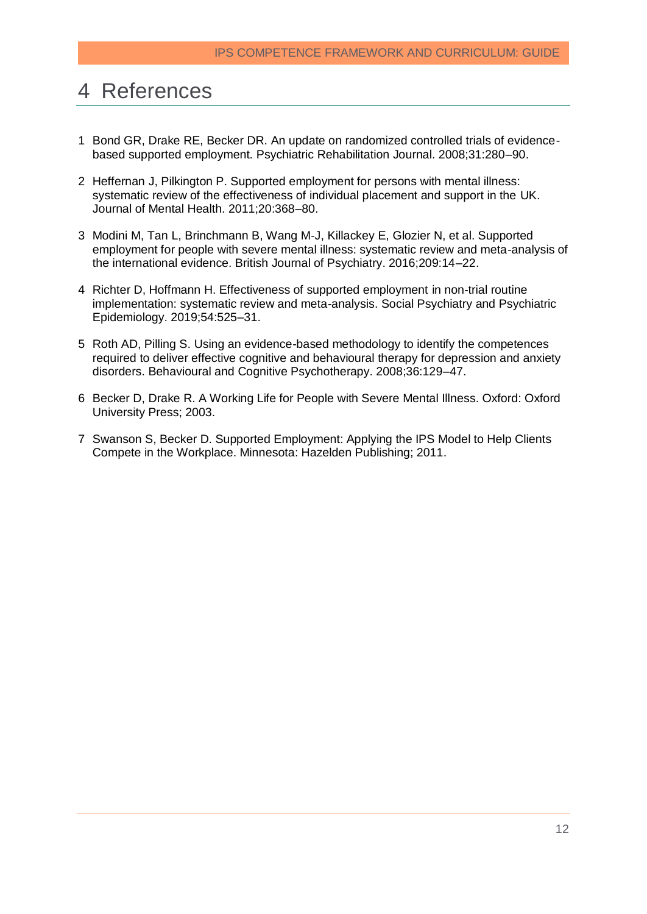# 4 References

1. Bond GR, Drake RE, Becker DR. An update on randomized controlled trials of evidence-based supported employment. Psychiatric Rehabilitation Journal. 2008;31:280–90.

2. Heffernan J, Pilkington P. Supported employment for persons with mental illness: systematic review of the effectiveness of individual placement and support in the UK. Journal of Mental Health. 2011;20:368–80.

3. Modini M, Tan L, Brinchmann B, Wang M-J, Killackey E, Glozier N, et al. Supported employment for people with severe mental illness: systematic review and meta-analysis of the international evidence. British Journal of Psychiatry. 2016;209:14–22.

4. Richter D, Hoffmann H. Effectiveness of supported employment in non-trial routine implementation: systematic review and meta-analysis. Social Psychiatry and Psychiatric Epidemiology. 2019;54:525–31.

5. Roth AD, Pilling S. Using an evidence-based methodology to identify the competences required to deliver effective cognitive and behavioural therapy for depression and anxiety disorders. Behavioural and Cognitive Psychotherapy. 2008;36:129–47.

6. Becker D, Drake R. A Working Life for People with Severe Mental Illness. Oxford: Oxford University Press; 2003.

7. Swanson S, Becker D. Supported Employment: Applying the IPS Model to Help Clients Compete in the Workplace. Minnesota: Hazelden Publishing; 2011.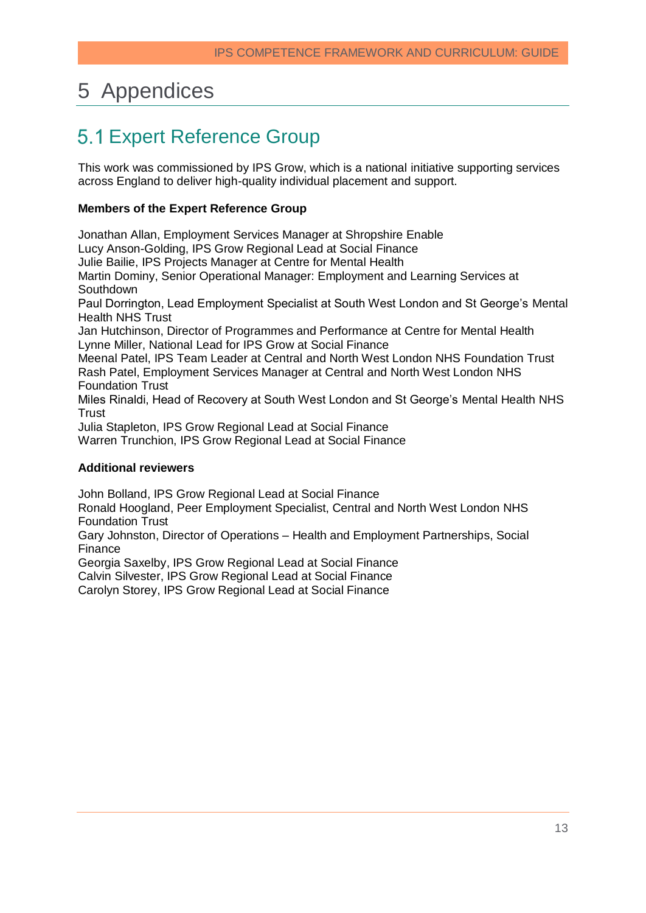# 5 Appendices

## 5.1 Expert Reference Group

This work was commissioned by IPS Grow, which is a national initiative supporting services across England to deliver high-quality individual placement and support.

**Members of the Expert Reference Group**

Jonathan Allan, Employment Services Manager at Shropshire Enable
Lucy Anson-Golding, IPS Grow Regional Lead at Social Finance
Julie Bailie, IPS Projects Manager at Centre for Mental Health
Martin Dominy, Senior Operational Manager: Employment and Learning Services at Southdown
Paul Dorrington, Lead Employment Specialist at South West London and St George's Mental Health NHS Trust
Jan Hutchinson, Director of Programmes and Performance at Centre for Mental Health
Lynne Miller, National Lead for IPS Grow at Social Finance
Meenal Patel, IPS Team Leader at Central and North West London NHS Foundation Trust
Rash Patel, Employment Services Manager at Central and North West London NHS Foundation Trust
Miles Rinaldi, Head of Recovery at South West London and St George's Mental Health NHS Trust
Julia Stapleton, IPS Grow Regional Lead at Social Finance
Warren Trunchion, IPS Grow Regional Lead at Social Finance

**Additional reviewers**

John Bolland, IPS Grow Regional Lead at Social Finance
Ronald Hoogland, Peer Employment Specialist, Central and North West London NHS Foundation Trust
Gary Johnston, Director of Operations – Health and Employment Partnerships, Social Finance
Georgia Saxelby, IPS Grow Regional Lead at Social Finance
Calvin Silvester, IPS Grow Regional Lead at Social Finance
Carolyn Storey, IPS Grow Regional Lead at Social Finance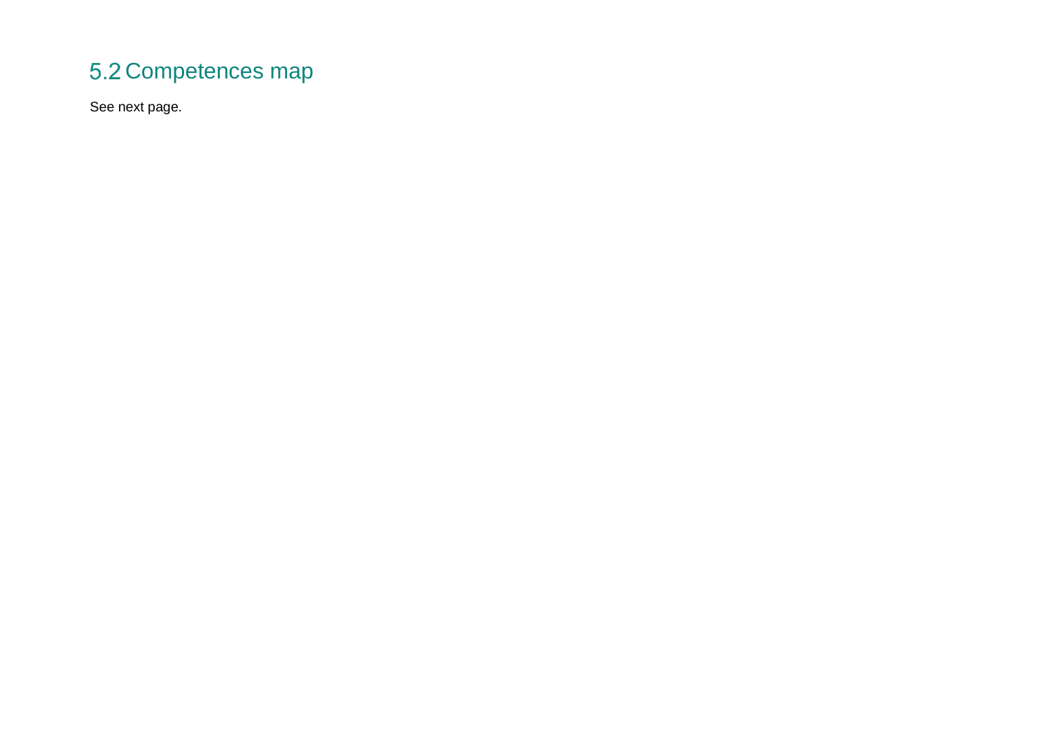## 5.2 Competences map

See next page.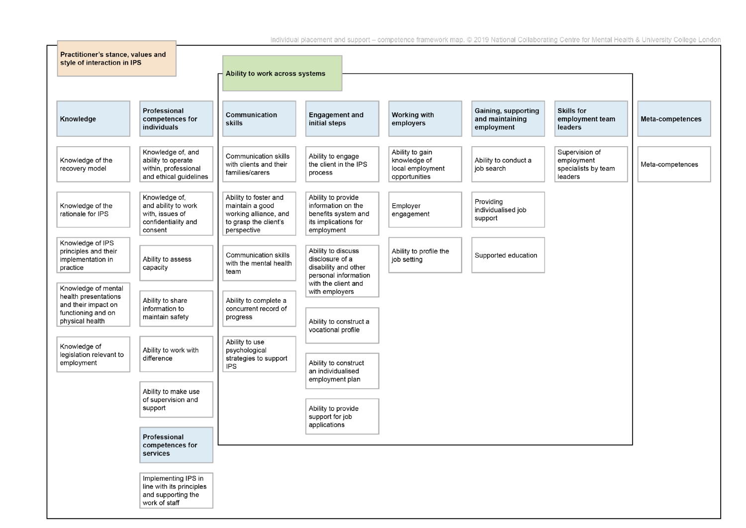Individual placement and support – competence framework map. © 2019 National Collaborating Centre for Mental Health & University College London

**Practitioner's stance, values and style of interaction in IPS**

**Ability to work across systems**

**Knowledge**

- Knowledge of the recovery model
- Knowledge of the rationale for IPS
- Knowledge of IPS principles and their implementation in practice
- Knowledge of mental health presentations and their impact on functioning and on physical health
- Knowledge of legislation relevant to employment

**Professional competences for individuals**

- Knowledge of, and ability to operate within, professional and ethical guidelines
- Knowledge of, and ability to work with, issues of confidentiality and consent
- Ability to assess capacity
- Ability to share information to maintain safety
- Ability to work with difference
- Ability to make use of supervision and support

**Professional competences for services**

- Implementing IPS in line with its principles and supporting the work of staff

**Communication skills**

- Communication skills with clients and their families/carers
- Ability to foster and maintain a good working alliance, and to grasp the client's perspective
- Communication skills with the mental health team
- Ability to complete a concurrent record of progress
- Ability to use psychological strategies to support IPS

**Engagement and initial steps**

- Ability to engage the client in the IPS process
- Ability to provide information on the benefits system and its implications for employment
- Ability to discuss disclosure of a disability and other personal information with the client and with employers
- Ability to construct a vocational profile
- Ability to construct an individualised employment plan
- Ability to provide support for job applications

**Working with employers**

- Ability to gain knowledge of local employment opportunities
- Employer engagement
- Ability to profile the job setting

**Gaining, supporting and maintaining employment**

- Ability to conduct a job search
- Providing individualised job support
- Supported education

**Skills for employment team leaders**

- Supervision of employment specialists by team leaders

**Meta-competences**

- Meta-competences